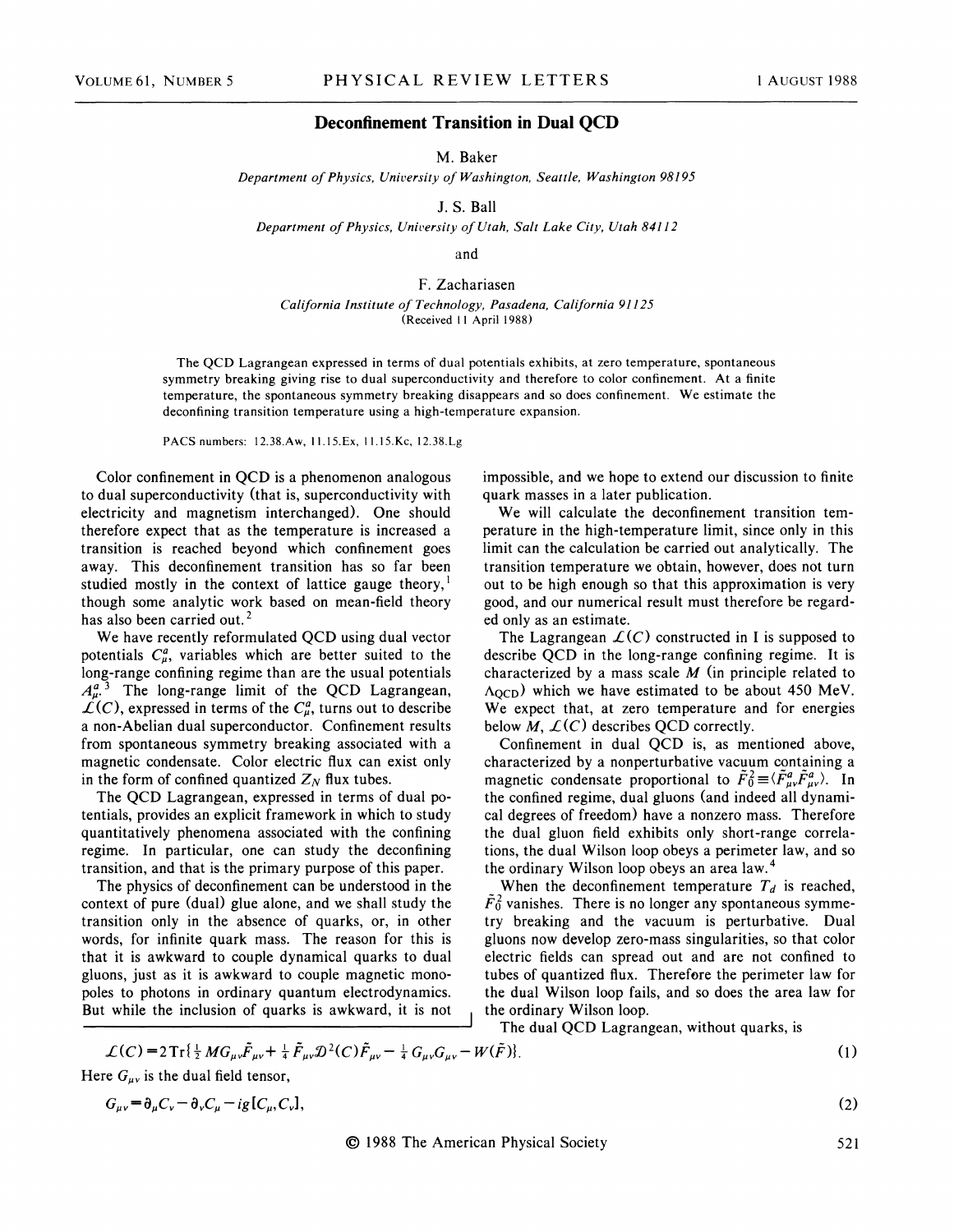# Deconfinement Transition in Dual QCD

M. Baker

*Department of Physics, University of Washington, Seattle, Washington 98195*

J. S. Ball

*Department of Physics, University of Utah, Salt Lake City, Utah 84112*

and

F. Zachariasen

*California Institute of Technology, Pasadena, California 91125*

(Received 11 April 1988)

The QCD Lagrangean expressed in terms of dual potentials exhibits, at zero temperature, spontaneous symmetry breaking giving rise to dual superconductivity and therefore to color confinement. At a finite temperature, the spontaneous symmetry breaking disappears and so does confinement. We estimate the deconfining transition temperature using a high-temperature expansion.

PACS numbers: 12.38.Aw, 11.15.Ex, 11.15.Kc, 12.38.Lg

Color confinement in QCD is a phenomenon analogous to dual superconductivity (that is, superconductivity with electricity and magnetism interchanged). One should therefore expect that as the temperature is increased a transition is reached beyond which confinement goes away. This deconfinement transition has so far been studied mostly in the context of lattice gauge theory,[1] though some analytic work based on mean-field theory has also been carried out.[2]

We have recently reformulated QCD using dual vector potentials $C_\mu^a$, variables which are better suited to the long-range confining regime than are the usual potentials $A_\mu^a$.[3] The long-range limit of the QCD Lagrangean, $\mathcal{L}(C)$, expressed in terms of the $C_\mu^a$, turns out to describe a non-Abelian dual superconductor. Confinement results from spontaneous symmetry breaking associated with a magnetic condensate. Color electric flux can exist only in the form of confined quantized $Z_N$ flux tubes.

The QCD Lagrangean, expressed in terms of dual potentials, provides an explicit framework in which to study quantitatively phenomena associated with the confining regime. In particular, one can study the deconfining transition, and that is the primary purpose of this paper.

The physics of deconfinement can be understood in the context of pure (dual) glue alone, and we shall study the transition only in the absence of quarks, or, in other words, for infinite quark mass. The reason for this is that it is awkward to couple dynamical quarks to dual gluons, just as it is awkward to couple magnetic monopoles to photons in ordinary quantum electrodynamics. But while the inclusion of quarks is awkward, it is not impossible, and we hope to extend our discussion to finite quark masses in a later publication.

We will calculate the deconfinement transition temperature in the high-temperature limit, since only in this limit can the calculation be carried out analytically. The transition temperature we obtain, however, does not turn out to be high enough so that this approximation is very good, and our numerical result must therefore be regarded only as an estimate.

The Lagrangean $\mathcal{L}(C)$ constructed in I is supposed to describe QCD in the long-range confining regime. It is characterized by a mass scale $M$ (in principle related to $\Lambda_{\text{QCD}}$) which we have estimated to be about 450 MeV. We expect that, at zero temperature and for energies below $M$, $\mathcal{L}(C)$ describes QCD correctly.

Confinement in dual QCD is, as mentioned above, characterized by a nonperturbative vacuum containing a magnetic condensate proportional to $\tilde{F}_0^2 \equiv \langle \tilde{F}_{\mu\nu}^a \tilde{F}_{\mu\nu}^a \rangle$. In the confined regime, dual gluons (and indeed all dynamical degrees of freedom) have a nonzero mass. Therefore the dual gluon field exhibits only short-range correlations, the dual Wilson loop obeys a perimeter law, and so the ordinary Wilson loop obeys an area law.[4]

When the deconfinement temperature $T_d$ is reached, $\tilde{F}_0^2$ vanishes. There is no longer any spontaneous symmetry breaking and the vacuum is perturbative. Dual gluons now develop zero-mass singularities, so that color electric fields can spread out and are not confined to tubes of quantized flux. Therefore the perimeter law for the dual Wilson loop fails, and so does the area law for the ordinary Wilson loop.

The dual QCD Lagrangean, without quarks, is

$$\mathcal{L}(C) = 2\,\mathrm{Tr}\{\tfrac{1}{2} M G_{\mu\nu}\tilde{F}_{\mu\nu} + \tfrac{1}{4}\tilde{F}_{\mu\nu}\mathcal{D}^2(C)\tilde{F}_{\mu\nu} - \tfrac{1}{4} G_{\mu\nu}G_{\mu\nu} - W(\tilde{F})\}. \tag{1}$$

Here $G_{\mu\nu}$ is the dual field tensor,

$$G_{\mu\nu} = \partial_\mu C_\nu - \partial_\nu C_\mu - ig[C_\mu, C_\nu], \tag{2}$$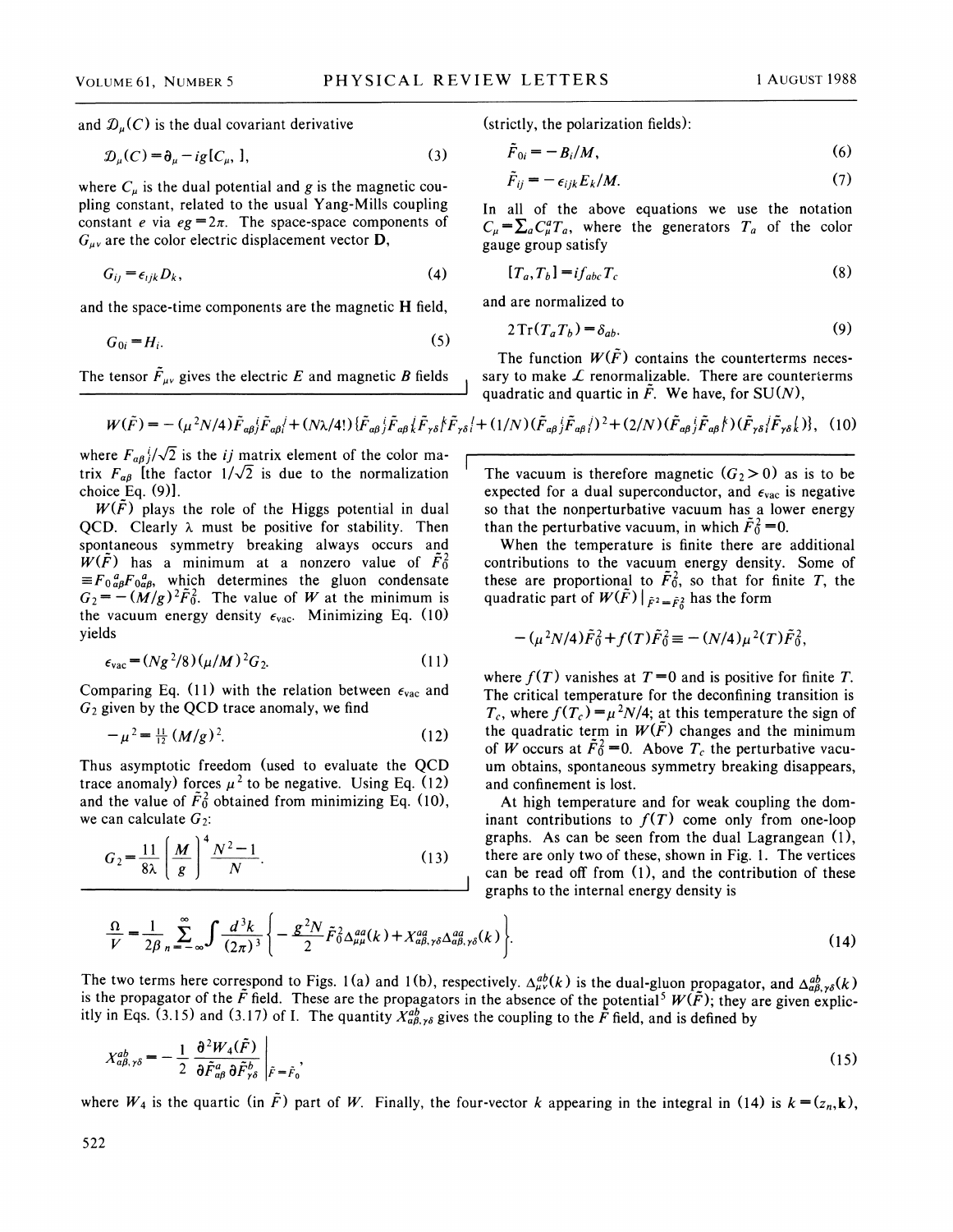and $\mathcal{D}_\mu(C)$ is the dual covariant derivative

$$\mathcal{D}_\mu(C) = \partial_\mu - ig[C_\mu, \;], \tag{3}$$

where $C_\mu$ is the dual potential and $g$ is the magnetic coupling constant, related to the usual Yang-Mills coupling constant $e$ via $eg = 2\pi$. The space-space components of $G_{\mu\nu}$ are the color electric displacement vector **D**,

$$G_{ij} = \epsilon_{ijk} D_k, \tag{4}$$

and the space-time components are the magnetic **H** field,

$$G_{0i} = H_i. \tag{5}$$

The tensor $\tilde{F}_{\mu\nu}$ gives the electric $E$ and magnetic $B$ fields (strictly, the polarization fields):

$$\tilde{F}_{0i} = -B_i/M, \tag{6}$$

$$\tilde{F}_{ij} = -\epsilon_{ijk} E_k/M. \tag{7}$$

In all of the above equations we use the notation $C_\mu = \sum_a C_\mu^a T_a$, where the generators $T_a$ of the color gauge group satisfy

$$[T_a, T_b] = i f_{abc} T_c \tag{8}$$

and are normalized to

$$2\,\mathrm{Tr}(T_a T_b) = \delta_{ab}. \tag{9}$$

The function $W(\tilde{F})$ contains the counterterms necessary to make $\mathcal{L}$ renormalizable. There are counterterms quadratic and quartic in $\tilde{F}$. We have, for SU($N$),

$$W(\tilde{F}) = -(\mu^2 N/4)\tilde{F}_{\alpha\beta j}{}^{i}\tilde{F}_{\alpha\beta i}{}^{j} + (N\lambda/4!)\{\tilde{F}_{\alpha\beta j}{}^{i}\tilde{F}_{\alpha\beta i}{}^{j}\tilde{F}_{\gamma\delta l}{}^{k}\tilde{F}_{\gamma\delta i}{}^{l} + (1/N)(\tilde{F}_{\alpha\beta j}{}^{i}\tilde{F}_{\alpha\beta i}{}^{j})^2 + (2/N)(\tilde{F}_{\alpha\beta j}{}^{i}\tilde{F}_{\alpha\beta}{}^{k})(\tilde{F}_{\gamma\delta i}{}^{j}\tilde{F}_{\gamma\delta k}{}^{l})\}, \tag{10}$$

where $F_{\alpha\beta j}{}^{i}/\sqrt{2}$ is the $ij$ matrix element of the color matrix $F_{\alpha\beta}$ [the factor $1/\sqrt{2}$ is due to the normalization choice Eq. (9)].

$W(\tilde{F})$ plays the role of the Higgs potential in dual QCD. Clearly $\lambda$ must be positive for stability. Then spontaneous symmetry breaking always occurs and $W(\tilde{F})$ has a minimum at a nonzero value of $\tilde{F}_0^2 \equiv F_0{}^a_{\alpha\beta} F_0{}^a_{\alpha\beta}$, which determines the gluon condensate $G_2 = -(M/g)^2 \tilde{F}_0^2$. The value of $W$ at the minimum is the vacuum energy density $\epsilon_{\rm vac}$. Minimizing Eq. (10) yields

$$\epsilon_{\rm vac} = (Ng^2/8)(\mu/M)^2 G_2. \tag{11}$$

Comparing Eq. (11) with the relation between $\epsilon_{\rm vac}$ and $G_2$ given by the QCD trace anomaly, we find

$$-\mu^2 = \tfrac{11}{12}(M/g)^2. \tag{12}$$

Thus asymptotic freedom (used to evaluate the QCD trace anomaly) forces $\mu^2$ to be negative. Using Eq. (12) and the value of $\tilde{F}_0^2$ obtained from minimizing Eq. (10), we can calculate $G_2$:

$$G_2 = \frac{11}{8\lambda}\left(\frac{M}{g}\right)^4 \frac{N^2-1}{N}. \tag{13}$$

The vacuum is therefore magnetic ($G_2 > 0$) as is to be expected for a dual superconductor, and $\epsilon_{\rm vac}$ is negative so that the nonperturbative vacuum has a lower energy than the perturbative vacuum, in which $\tilde{F}_0^2 = 0$.

When the temperature is finite there are additional contributions to the vacuum energy density. Some of these are proportional to $\tilde{F}_0^2$, so that for finite $T$, the quadratic part of $W(\tilde{F})\,|_{\tilde{F}^2 = \tilde{F}_0^2}$ has the form

$$-(\mu^2 N/4)\tilde{F}_0^2 + f(T)\tilde{F}_0^2 \equiv -(N/4)\mu^2(T)\tilde{F}_0^2,$$

where $f(T)$ vanishes at $T = 0$ and is positive for finite $T$. The critical temperature for the deconfining transition is $T_c$, where $f(T_c) = \mu^2 N/4$; at this temperature the sign of the quadratic term in $W(\tilde{F})$ changes and the minimum of $W$ occurs at $\tilde{F}_0^2 = 0$. Above $T_c$ the perturbative vacuum obtains, spontaneous symmetry breaking disappears, and confinement is lost.

At high temperature and for weak coupling the dominant contributions to $f(T)$ come only from one-loop graphs. As can be seen from the dual Lagrangean (1), there are only two of these, shown in Fig. 1. The vertices can be read off from (1), and the contribution of these graphs to the internal energy density is

$$\frac{\Omega}{V} = \frac{1}{2\beta}\sum_{n=-\infty}^{\infty}\int\frac{d^3k}{(2\pi)^3}\left\{-\frac{g^2 N}{2}\tilde{F}_0^2\Delta_{\mu\mu}^{aa}(k) + X_{\alpha\beta,\gamma\delta}^{aa}\Delta_{\alpha\beta,\gamma\delta}^{aa}(k)\right\}. \tag{14}$$

The two terms here correspond to Figs. 1(a) and 1(b), respectively. $\Delta_{\mu\nu}^{ab}(k)$ is the dual-gluon propagator, and $\Delta_{\alpha\beta,\gamma\delta}^{ab}(k)$ is the propagator of the $\tilde{F}$ field. These are the propagators in the absence of the potential[5] $W(\tilde{F})$; they are given explicitly in Eqs. (3.15) and (3.17) of I. The quantity $X_{\alpha\beta,\gamma\delta}^{ab}$ gives the coupling to the $\tilde{F}$ field, and is defined by

$$X_{\alpha\beta,\gamma\delta}^{ab} = -\frac{1}{2}\left.\frac{\partial^2 W_4(\tilde{F})}{\partial\tilde{F}_{\alpha\beta}^a\,\partial\tilde{F}_{\gamma\delta}^b}\right|_{\tilde{F}=\tilde{F}_0}, \tag{15}$$

where $W_4$ is the quartic (in $\tilde{F}$) part of $W$. Finally, the four-vector $k$ appearing in the integral in (14) is $k = (z_n, \mathbf{k})$,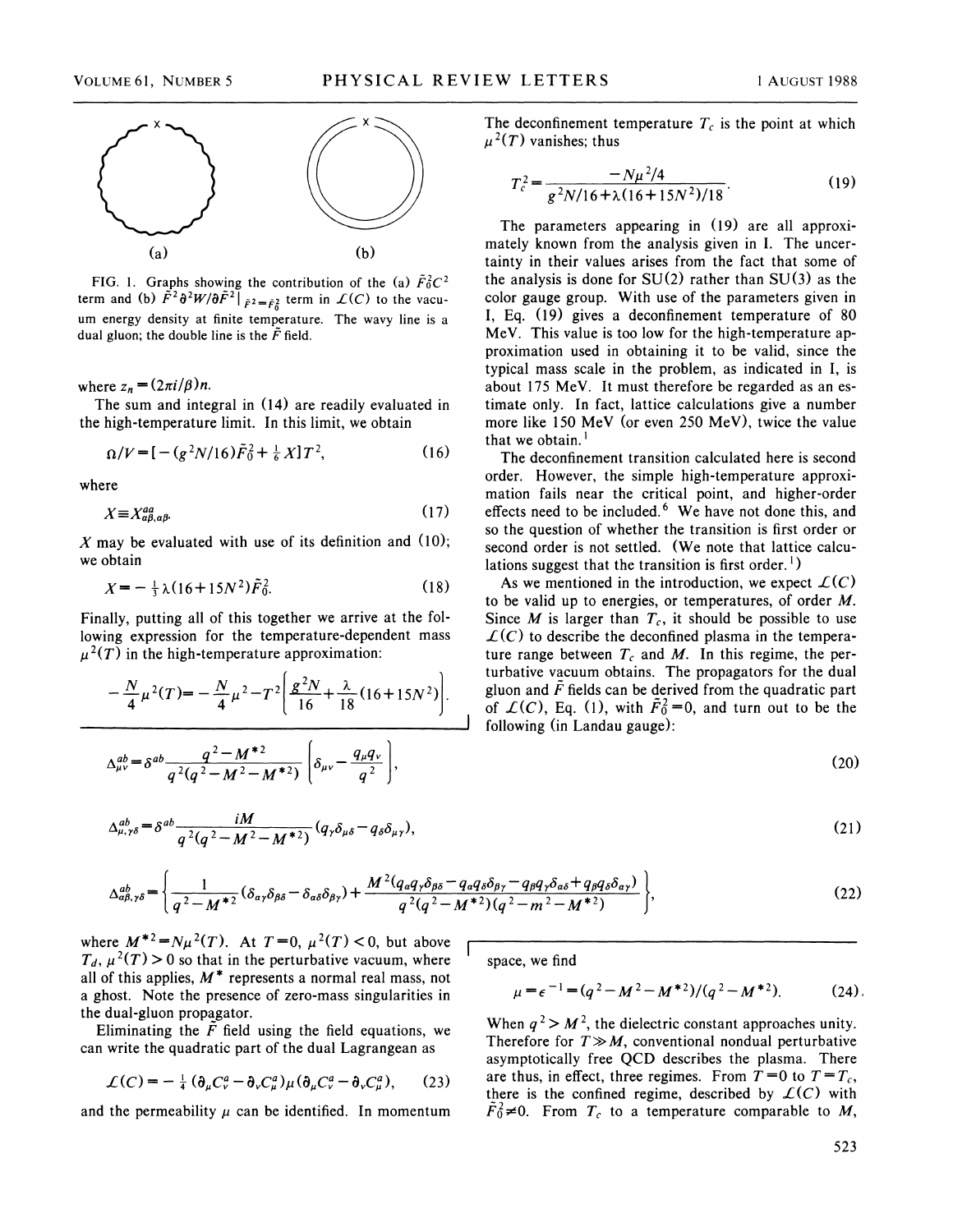FIG. 1. Graphs showing the contribution of the (a) $\tilde{F}_0^2 C^2$ term and (b) $\tilde{F}^2 \partial^2 W/\partial \tilde{F}^2|_{\tilde{F}^2=\tilde{F}_0^2}$ term in $\mathcal{L}(C)$ to the vacuum energy density at finite temperature. The wavy line is a dual gluon; the double line is the $\tilde{F}$ field.

where $z_n = (2\pi i/\beta)n$.

The sum and integral in (14) are readily evaluated in the high-temperature limit. In this limit, we obtain

$$\Omega/V = [-(g^2N/16)\tilde{F}_0^2 + \tfrac{1}{6}X]T^2, \tag{16}$$

where

$$X \equiv X^{aa}_{\alpha\beta,\alpha\beta}. \tag{17}$$

$X$ may be evaluated with use of its definition and (10); we obtain

$$X = -\tfrac{1}{3}\lambda(16+15N^2)\tilde{F}_0^2. \tag{18}$$

Finally, putting all of this together we arrive at the following expression for the temperature-dependent mass $\mu^2(T)$ in the high-temperature approximation:

$$-\frac{N}{4}\mu^2(T) = -\frac{N}{4}\mu^2 - T^2\left[\frac{g^2N}{16} + \frac{\lambda}{18}(16+15N^2)\right].$$

The deconfinement temperature $T_c$ is the point at which $\mu^2(T)$ vanishes; thus

$$T_c^2 = \frac{-N\mu^2/4}{g^2N/16 + \lambda(16+15N^2)/18}. \tag{19}$$

The parameters appearing in (19) are all approximately known from the analysis given in I. The uncertainty in their values arises from the fact that some of the analysis is done for SU(2) rather than SU(3) as the color gauge group. With use of the parameters given in I, Eq. (19) gives a deconfinement temperature of 80 MeV. This value is too low for the high-temperature approximation used in obtaining it to be valid, since the typical mass scale in the problem, as indicated in I, is about 175 MeV. It must therefore be regarded as an estimate only. In fact, lattice calculations give a number more like 150 MeV (or even 250 MeV), twice the value that we obtain.[1]

The deconfinement transition calculated here is second order. However, the simple high-temperature approximation fails near the critical point, and higher-order effects need to be included.[6] We have not done this, and so the question of whether the transition is first order or second order is not settled. (We note that lattice calculations suggest that the transition is first order.[1])

As we mentioned in the introduction, we expect $\mathcal{L}(C)$ to be valid up to energies, or temperatures, of order $M$. Since $M$ is larger than $T_c$, it should be possible to use $\mathcal{L}(C)$ to describe the deconfined plasma in the temperature range between $T_c$ and $M$. In this regime, the perturbative vacuum obtains. The propagators for the dual gluon and $\tilde{F}$ fields can be derived from the quadratic part of $\mathcal{L}(C)$, Eq. (1), with $\tilde{F}_0^2 = 0$, and turn out to be the following (in Landau gauge):

$$\Delta^{ab}_{\mu\nu} = \delta^{ab}\frac{q^2 - M^{*2}}{q^2(q^2 - M^2 - M^{*2})}\left[\delta_{\mu\nu} - \frac{q_\mu q_\nu}{q^2}\right], \tag{20}$$

$$\Delta^{ab}_{\mu,\gamma\delta} = \delta^{ab}\frac{iM}{q^2(q^2 - M^2 - M^{*2})}(q_\gamma \delta_{\mu\delta} - q_\delta \delta_{\mu\gamma}), \tag{21}$$

$$\Delta^{ab}_{\alpha\beta,\gamma\delta} = \left\{\frac{1}{q^2 - M^{*2}}(\delta_{\alpha\gamma}\delta_{\beta\delta} - \delta_{\alpha\delta}\delta_{\beta\gamma}) + \frac{M^2(q_\alpha q_\gamma \delta_{\beta\delta} - q_\alpha q_\delta \delta_{\beta\gamma} - q_\beta q_\gamma \delta_{\alpha\delta} + q_\beta q_\delta \delta_{\alpha\gamma})}{q^2(q^2 - M^{*2})(q^2 - m^2 - M^{*2})}\right\}, \tag{22}$$

where $M^{*2} = N\mu^2(T)$. At $T=0$, $\mu^2(T) < 0$, but above $T_d$, $\mu^2(T) > 0$ so that in the perturbative vacuum, where all of this applies, $M^*$ represents a normal real mass, not a ghost. Note the presence of zero-mass singularities in the dual-gluon propagator.

Eliminating the $\tilde{F}$ field using the field equations, we can write the quadratic part of the dual Lagrangean as

$$\mathcal{L}(C) = -\tfrac{1}{4}(\partial_\mu C^a_\nu - \partial_\nu C^a_\mu)\mu(\partial_\mu C^a_\nu - \partial_\nu C^a_\mu), \tag{23}$$

and the permeability $\mu$ can be identified. In momentum space, we find

$$\mu = \epsilon^{-1} = (q^2 - M^2 - M^{*2})/(q^2 - M^{*2}). \tag{24}$$

When $q^2 > M^2$, the dielectric constant approaches unity. Therefore for $T \gg M$, conventional nondual perturbative asymptotically free QCD describes the plasma. There are thus, in effect, three regimes. From $T=0$ to $T=T_c$, there is the confined regime, described by $\mathcal{L}(C)$ with $\tilde{F}_0^2 \neq 0$. From $T_c$ to a temperature comparable to $M$,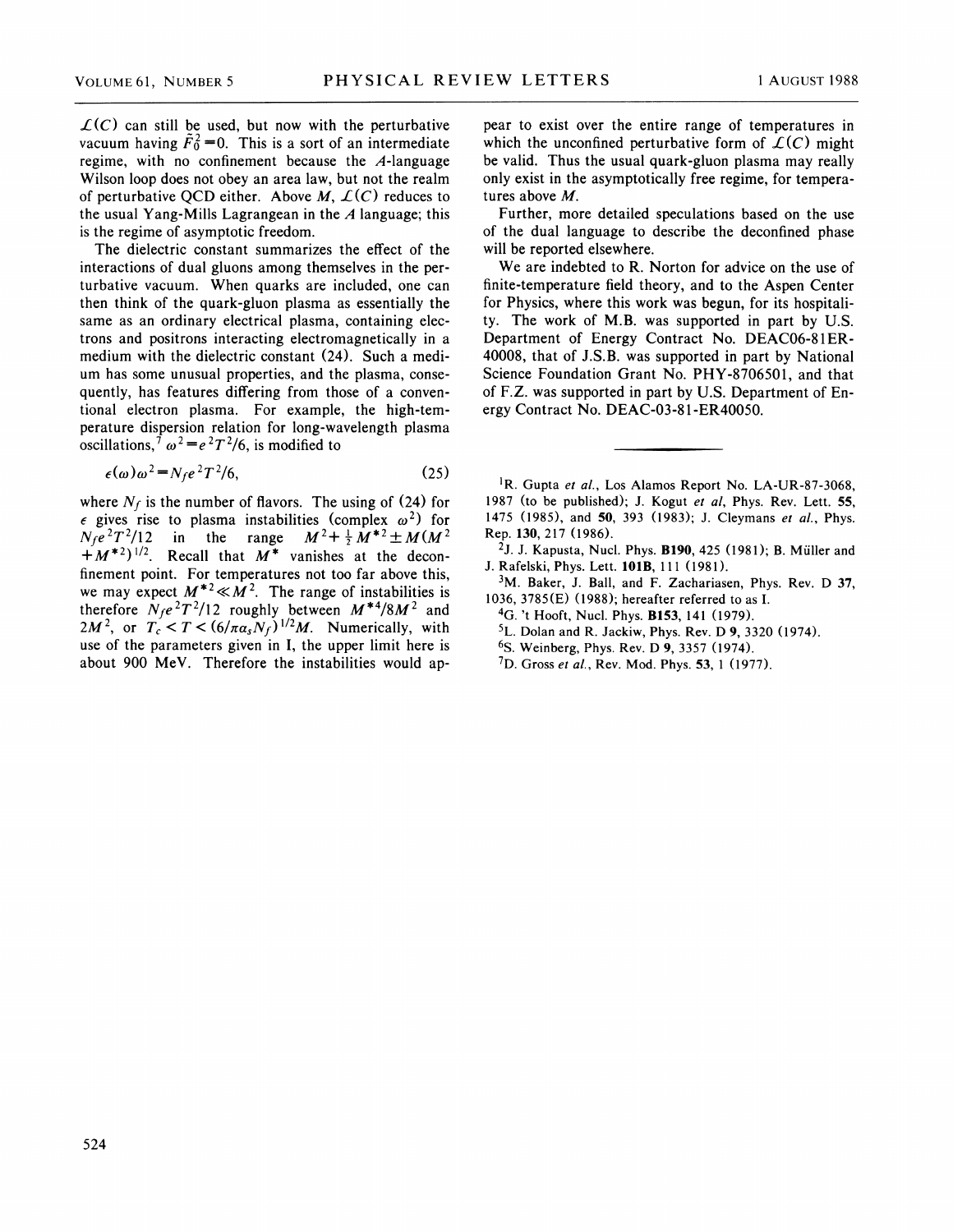$\mathcal{L}(C)$ can still be used, but now with the perturbative vacuum having $\tilde{F}_0^2 = 0$. This is a sort of an intermediate regime, with no confinement because the $A$-language Wilson loop does not obey an area law, but not the realm of perturbative QCD either. Above $M$, $\mathcal{L}(C)$ reduces to the usual Yang-Mills Lagrangean in the $A$ language; this is the regime of asymptotic freedom.

The dielectric constant summarizes the effect of the interactions of dual gluons among themselves in the perturbative vacuum. When quarks are included, one can then think of the quark-gluon plasma as essentially the same as an ordinary electrical plasma, containing electrons and positrons interacting electromagnetically in a medium with the dielectric constant (24). Such a medium has some unusual properties, and the plasma, consequently, has features differing from those of a conventional electron plasma. For example, the high-temperature dispersion relation for long-wavelength plasma oscillations,[7] $\omega^2 = e^2T^2/6$, is modified to

$$\epsilon(\omega)\omega^2 = N_f e^2 T^2/6, \tag{25}$$

where $N_f$ is the number of flavors. The using of (24) for $\epsilon$ gives rise to plasma instabilities (complex $\omega^2$) for $N_f e^2T^2/12$ in the range $M^2 + \frac{1}{2}M^{*2} \pm M(M^2 + M^{*2})^{1/2}$. Recall that $M^*$ vanishes at the deconfinement point. For temperatures not too far above this, we may expect $M^{*2} \ll M^2$. The range of instabilities is therefore $N_f e^2 T^2/12$ roughly between $M^{*4}/8M^2$ and $2M^2$, or $T_c < T < (6/\pi\alpha_s N_f)^{1/2}M$. Numerically, with use of the parameters given in I, the upper limit here is about 900 MeV. Therefore the instabilities would appear to exist over the entire range of temperatures in which the unconfined perturbative form of $\mathcal{L}(C)$ might be valid. Thus the usual quark-gluon plasma may really only exist in the asymptotically free regime, for temperatures above $M$.

Further, more detailed speculations based on the use of the dual language to describe the deconfined phase will be reported elsewhere.

We are indebted to R. Norton for advice on the use of finite-temperature field theory, and to the Aspen Center for Physics, where this work was begun, for its hospitality. The work of M.B. was supported in part by U.S. Department of Energy Contract No. DEAC06-81ER-40008, that of J.S.B. was supported in part by National Science Foundation Grant No. PHY-8706501, and that of F.Z. was supported in part by U.S. Department of Energy Contract No. DEAC-03-81-ER40050.

---

[1] R. Gupta *et al.*, Los Alamos Report No. LA-UR-87-3068, 1987 (to be published); J. Kogut *et al*, Phys. Rev. Lett. **55**, 1475 (1985), and **50**, 393 (1983); J. Cleymans *et al.*, Phys. Rep. **130**, 217 (1986).

[2] J. J. Kapusta, Nucl. Phys. **B190**, 425 (1981); B. Müller and J. Rafelski, Phys. Lett. **101B**, 111 (1981).

[3] M. Baker, J. Ball, and F. Zachariasen, Phys. Rev. D **37**, 1036, 3785(E) (1988); hereafter referred to as I.

[4] G. 't Hooft, Nucl. Phys. **B153**, 141 (1979).

[5] L. Dolan and R. Jackiw, Phys. Rev. D **9**, 3320 (1974).

[6] S. Weinberg, Phys. Rev. D **9**, 3357 (1974).

[7] D. Gross *et al.*, Rev. Mod. Phys. **53**, 1 (1977).